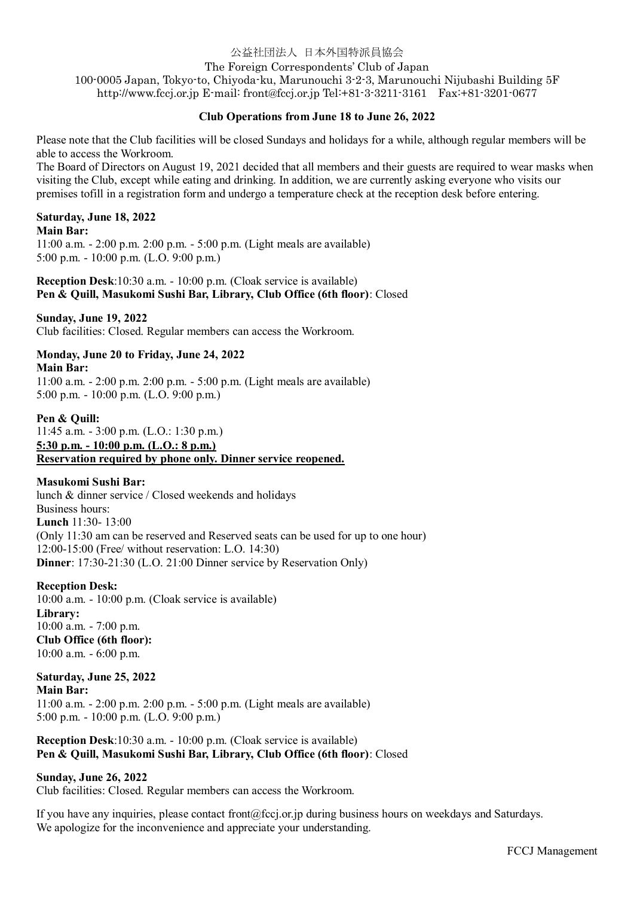公益社団法人 日本外国特派員協会

The Foreign Correspondents' Club of Japan

100-0005 Japan, Tokyo-to, Chiyoda-ku, Marunouchi 3-2-3, Marunouchi Nijubashi Building 5F

http://www.fccj.or.jp E-mail: front@fccj.or.jp Tel:+81-3-3211-3161 Fax:+81-3201-0677

**Club Operations from June 18 to June 26, 2022**

Please note that the Club facilities will be closed Sundays and holidays for a while, although regular members will be able to access the Workroom.

The Board of Directors on August 19, 2021 decided that all members and their guests are required to wear masks when visiting the Club, except while eating and drinking. In addition, we are currently asking everyone who visits our premises tofill in a registration form and undergo a temperature check at the reception desk before entering.

**Saturday, June 18, 2022**

**Main Bar:**

11:00 a.m. - 2:00 p.m. 2:00 p.m. - 5:00 p.m. (Light meals are available)

5:00 p.m. - 10:00 p.m. (L.O. 9:00 p.m.)

**Reception Desk**:10:30 a.m. - 10:00 p.m. (Cloak service is available)

**Pen & Quill, Masukomi Sushi Bar, Library, Club Office (6th floor)**: Closed

**Sunday, June 19, 2022**

Club facilities: Closed. Regular members can access the Workroom.

**Monday, June 20 to Friday, June 24, 2022**

**Main Bar:**

11:00 a.m. - 2:00 p.m. 2:00 p.m. - 5:00 p.m. (Light meals are available)

5:00 p.m. - 10:00 p.m. (L.O. 9:00 p.m.)

**Pen & Quill:**

11:45 a.m. - 3:00 p.m. (L.O.: 1:30 p.m.)

**5:30 p.m. - 10:00 p.m. (L.O.: 8 p.m.)**

**Reservation required by phone only. Dinner service reopened.**

**Masukomi Sushi Bar:**

lunch & dinner service / Closed weekends and holidays

Business hours:

**Lunch** 11:30- 13:00

(Only 11:30 am can be reserved and Reserved seats can be used for up to one hour)

12:00-15:00 (Free/ without reservation: L.O. 14:30)

**Dinner**: 17:30-21:30 (L.O. 21:00 Dinner service by Reservation Only)

**Reception Desk:**

10:00 a.m. - 10:00 p.m. (Cloak service is available)

**Library:**

10:00 a.m. - 7:00 p.m.

**Club Office (6th floor):**

10:00 a.m. - 6:00 p.m.

**Saturday, June 25, 2022**

**Main Bar:**

11:00 a.m. - 2:00 p.m. 2:00 p.m. - 5:00 p.m. (Light meals are available)

5:00 p.m. - 10:00 p.m. (L.O. 9:00 p.m.)

**Reception Desk**:10:30 a.m. - 10:00 p.m. (Cloak service is available)

**Pen & Quill, Masukomi Sushi Bar, Library, Club Office (6th floor)**: Closed

**Sunday, June 26, 2022**

Club facilities: Closed. Regular members can access the Workroom.

If you have any inquiries, please contact front@fccj.or.jp during business hours on weekdays and Saturdays.

We apologize for the inconvenience and appreciate your understanding.

FCCJ Management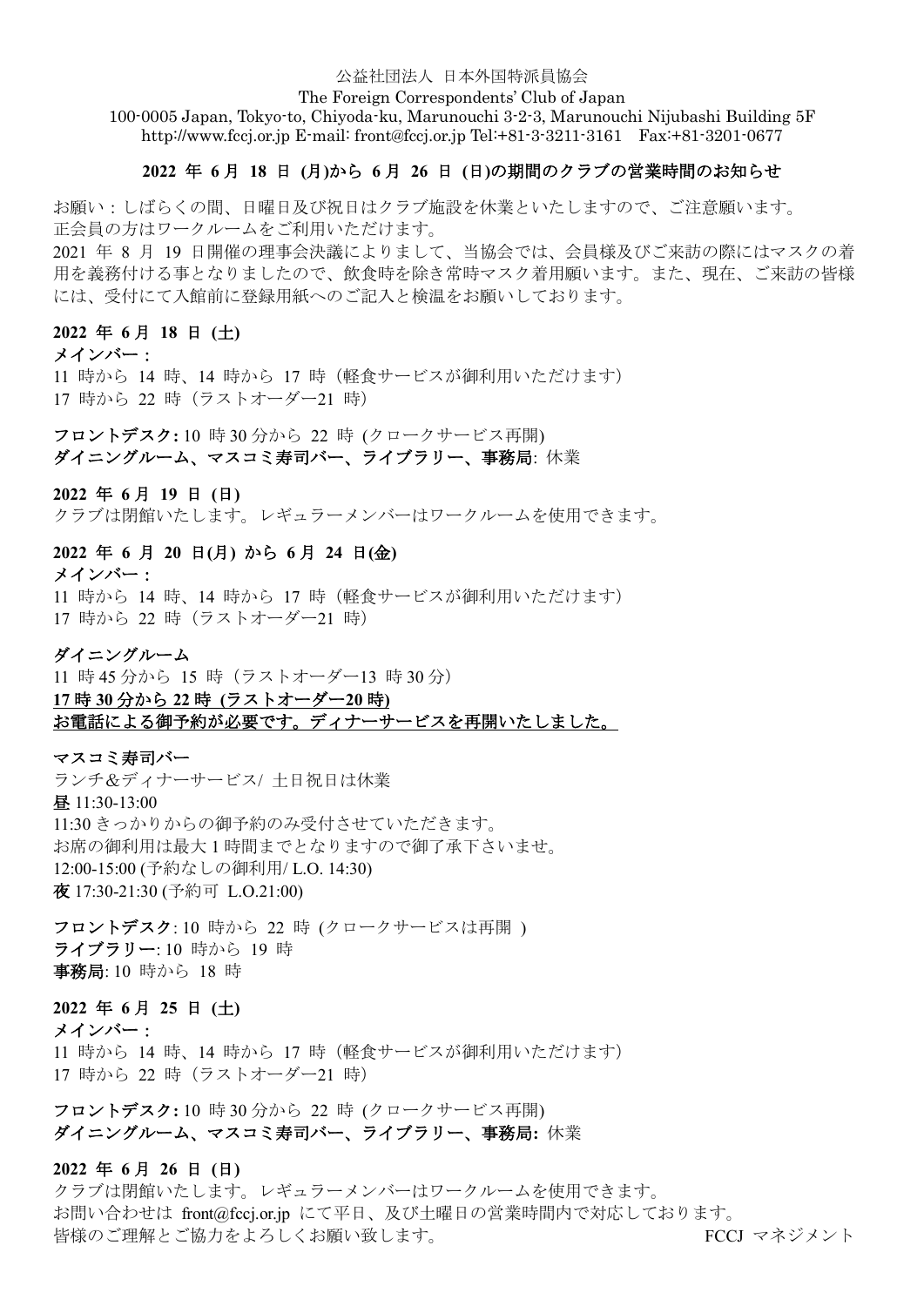公益社団法人 日本外国特派員協会
The Foreign Correspondents' Club of Japan
100-0005 Japan, Tokyo-to, Chiyoda-ku, Marunouchi 3-2-3, Marunouchi Nijubashi Building 5F
http://www.fccj.or.jp E-mail: front@fccj.or.jp Tel:+81-3-3211-3161 Fax:+81-3201-0677

## 2022 年 6 月 18 日 (月)から 6 月 26 日 (日)の期間のクラブの営業時間のお知らせ

お願い：しばらくの間、日曜日及び祝日はクラブ施設を休業といたしますので、ご注意願います。
正会員の方はワークルームをご利用いただけます。
2021 年 8 月 19 日開催の理事会決議によりまして、当協会では、会員様及びご来訪の際にはマスクの着用を義務付ける事となりましたので、飲食時を除き常時マスク着用願います。また、現在、ご来訪の皆様には、受付にて入館前に登録用紙へのご記入と検温をお願いしております。

**2022 年 6 月 18 日 (土)**
**メインバー：**
11 時から 14 時、14 時から 17 時（軽食サービスが御利用いただけます)
17 時から 22 時（ラストオーダー21 時)

**フロントデスク:** 10 時 30 分から 22 時 (クロークサービス再開)
**ダイニングルーム、マスコミ寿司バー、ライブラリー、事務局**: 休業

**2022 年 6 月 19 日 (日)**
クラブは閉館いたします。レギュラーメンバーはワークルームを使用できます。

**2022 年 6 月 20 日(月) から 6 月 24 日(金)**
**メインバー：**
11 時から 14 時、14 時から 17 時（軽食サービスが御利用いただけます)
17 時から 22 時（ラストオーダー21 時)

**ダイニングルーム**
11 時 45 分から 15 時（ラストオーダー13 時 30 分)
**17 時 30 分から 22 時 (ラストオーダー20 時)**
**お電話による御予約が必要です。ディナーサービスを再開いたしました。**

**マスコミ寿司バー**
ランチ&ディナーサービス/ 土日祝日は休業
**昼** 11:30-13:00
11:30 きっかりからの御予約のみ受付させていただきます。
お席の御利用は最大 1 時間までとなりますので御了承下さいませ。
12:00-15:00 (予約なしの御利用/ L.O. 14:30)
**夜** 17:30-21:30 (予約可 L.O.21:00)

**フロントデスク**: 10 時から 22 時 (クロークサービスは再開 )
**ライブラリー**: 10 時から 19 時
**事務局**: 10 時から 18 時

**2022 年 6 月 25 日 (土)**
**メインバー：**
11 時から 14 時、14 時から 17 時（軽食サービスが御利用いただけます)
17 時から 22 時（ラストオーダー21 時)

**フロントデスク:** 10 時 30 分から 22 時 (クロークサービス再開)
**ダイニングルーム、マスコミ寿司バー、ライブラリー、事務局:** 休業

**2022 年 6 月 26 日 (日)**
クラブは閉館いたします。レギュラーメンバーはワークルームを使用できます。
お問い合わせは front@fccj.or.jp にて平日、及び土曜日の営業時間内で対応しております。
皆様のご理解とご協力をよろしくお願い致します。

FCCJ マネジメント